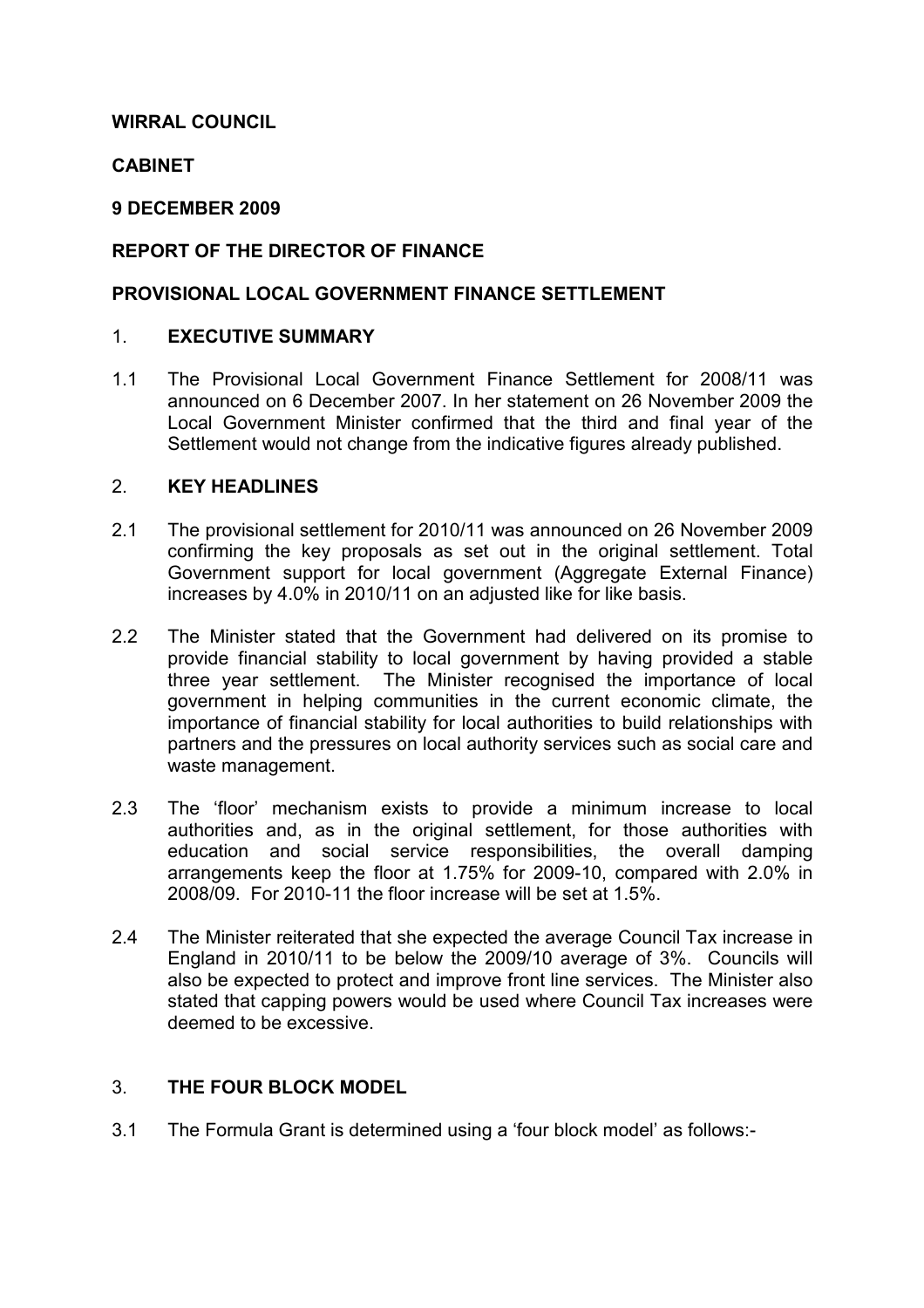**WIRRAL COUNCIL**

**CABINET**

**9 DECEMBER 2009**

**REPORT OF THE DIRECTOR OF FINANCE**

**PROVISIONAL LOCAL GOVERNMENT FINANCE SETTLEMENT**

## 1. EXECUTIVE SUMMARY

1.1 The Provisional Local Government Finance Settlement for 2008/11 was announced on 6 December 2007. In her statement on 26 November 2009 the Local Government Minister confirmed that the third and final year of the Settlement would not change from the indicative figures already published.

## 2. KEY HEADLINES

2.1 The provisional settlement for 2010/11 was announced on 26 November 2009 confirming the key proposals as set out in the original settlement. Total Government support for local government (Aggregate External Finance) increases by 4.0% in 2010/11 on an adjusted like for like basis.

2.2 The Minister stated that the Government had delivered on its promise to provide financial stability to local government by having provided a stable three year settlement. The Minister recognised the importance of local government in helping communities in the current economic climate, the importance of financial stability for local authorities to build relationships with partners and the pressures on local authority services such as social care and waste management.

2.3 The 'floor' mechanism exists to provide a minimum increase to local authorities and, as in the original settlement, for those authorities with education and social service responsibilities, the overall damping arrangements keep the floor at 1.75% for 2009-10, compared with 2.0% in 2008/09. For 2010-11 the floor increase will be set at 1.5%.

2.4 The Minister reiterated that she expected the average Council Tax increase in England in 2010/11 to be below the 2009/10 average of 3%. Councils will also be expected to protect and improve front line services. The Minister also stated that capping powers would be used where Council Tax increases were deemed to be excessive.

## 3. THE FOUR BLOCK MODEL

3.1 The Formula Grant is determined using a 'four block model' as follows:-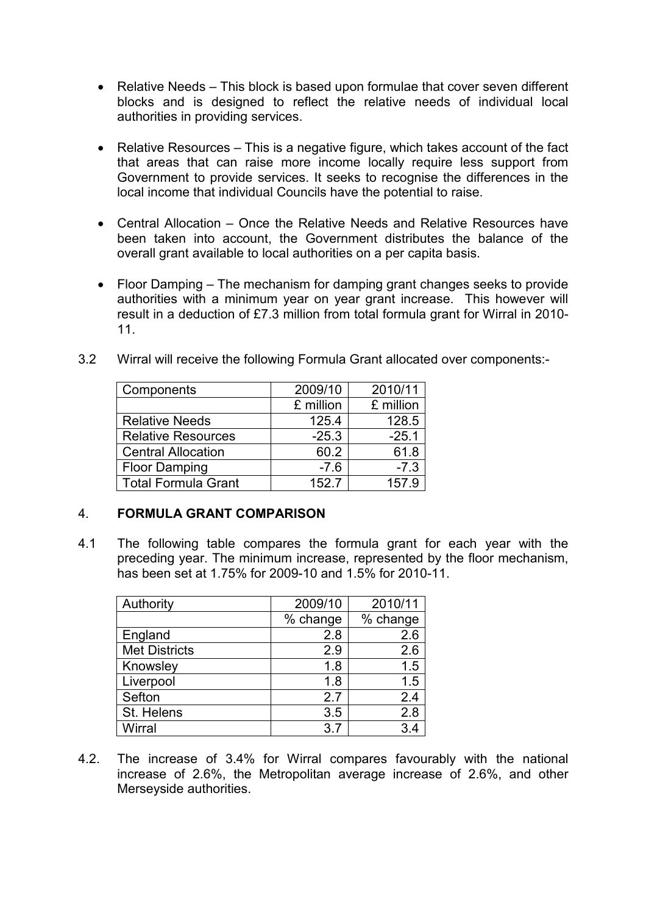- Relative Needs – This block is based upon formulae that cover seven different blocks and is designed to reflect the relative needs of individual local authorities in providing services.

- Relative Resources – This is a negative figure, which takes account of the fact that areas that can raise more income locally require less support from Government to provide services. It seeks to recognise the differences in the local income that individual Councils have the potential to raise.

- Central Allocation – Once the Relative Needs and Relative Resources have been taken into account, the Government distributes the balance of the overall grant available to local authorities on a per capita basis.

- Floor Damping – The mechanism for damping grant changes seeks to provide authorities with a minimum year on year grant increase. This however will result in a deduction of £7.3 million from total formula grant for Wirral in 2010-11.

3.2 Wirral will receive the following Formula Grant allocated over components:-

| Components | 2009/10 | 2010/11 |
|---|---|---|
| | £ million | £ million |
| Relative Needs | 125.4 | 128.5 |
| Relative Resources | -25.3 | -25.1 |
| Central Allocation | 60.2 | 61.8 |
| Floor Damping | -7.6 | -7.3 |
| Total Formula Grant | 152.7 | 157.9 |

## 4. FORMULA GRANT COMPARISON

4.1 The following table compares the formula grant for each year with the preceding year. The minimum increase, represented by the floor mechanism, has been set at 1.75% for 2009-10 and 1.5% for 2010-11.

| Authority | 2009/10 | 2010/11 |
|---|---|---|
| | % change | % change |
| England | 2.8 | 2.6 |
| Met Districts | 2.9 | 2.6 |
| Knowsley | 1.8 | 1.5 |
| Liverpool | 1.8 | 1.5 |
| Sefton | 2.7 | 2.4 |
| St. Helens | 3.5 | 2.8 |
| Wirral | 3.7 | 3.4 |

4.2. The increase of 3.4% for Wirral compares favourably with the national increase of 2.6%, the Metropolitan average increase of 2.6%, and other Merseyside authorities.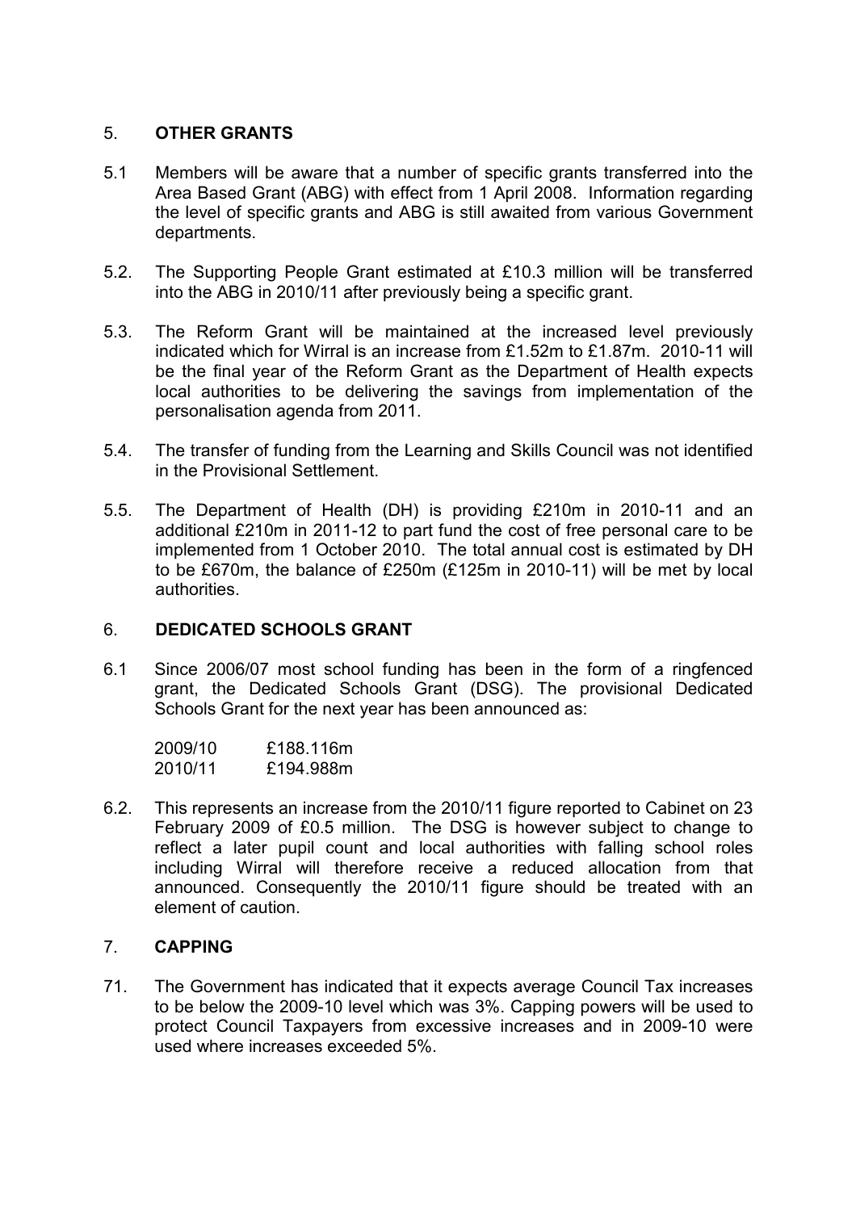## 5. OTHER GRANTS

5.1 Members will be aware that a number of specific grants transferred into the Area Based Grant (ABG) with effect from 1 April 2008. Information regarding the level of specific grants and ABG is still awaited from various Government departments.

5.2. The Supporting People Grant estimated at £10.3 million will be transferred into the ABG in 2010/11 after previously being a specific grant.

5.3. The Reform Grant will be maintained at the increased level previously indicated which for Wirral is an increase from £1.52m to £1.87m. 2010-11 will be the final year of the Reform Grant as the Department of Health expects local authorities to be delivering the savings from implementation of the personalisation agenda from 2011.

5.4. The transfer of funding from the Learning and Skills Council was not identified in the Provisional Settlement.

5.5. The Department of Health (DH) is providing £210m in 2010-11 and an additional £210m in 2011-12 to part fund the cost of free personal care to be implemented from 1 October 2010. The total annual cost is estimated by DH to be £670m, the balance of £250m (£125m in 2010-11) will be met by local authorities.

## 6. DEDICATED SCHOOLS GRANT

6.1 Since 2006/07 most school funding has been in the form of a ringfenced grant, the Dedicated Schools Grant (DSG). The provisional Dedicated Schools Grant for the next year has been announced as:

| | |
|---|---|
| 2009/10 | £188.116m |
| 2010/11 | £194.988m |

6.2. This represents an increase from the 2010/11 figure reported to Cabinet on 23 February 2009 of £0.5 million. The DSG is however subject to change to reflect a later pupil count and local authorities with falling school roles including Wirral will therefore receive a reduced allocation from that announced. Consequently the 2010/11 figure should be treated with an element of caution.

## 7. CAPPING

71. The Government has indicated that it expects average Council Tax increases to be below the 2009-10 level which was 3%. Capping powers will be used to protect Council Taxpayers from excessive increases and in 2009-10 were used where increases exceeded 5%.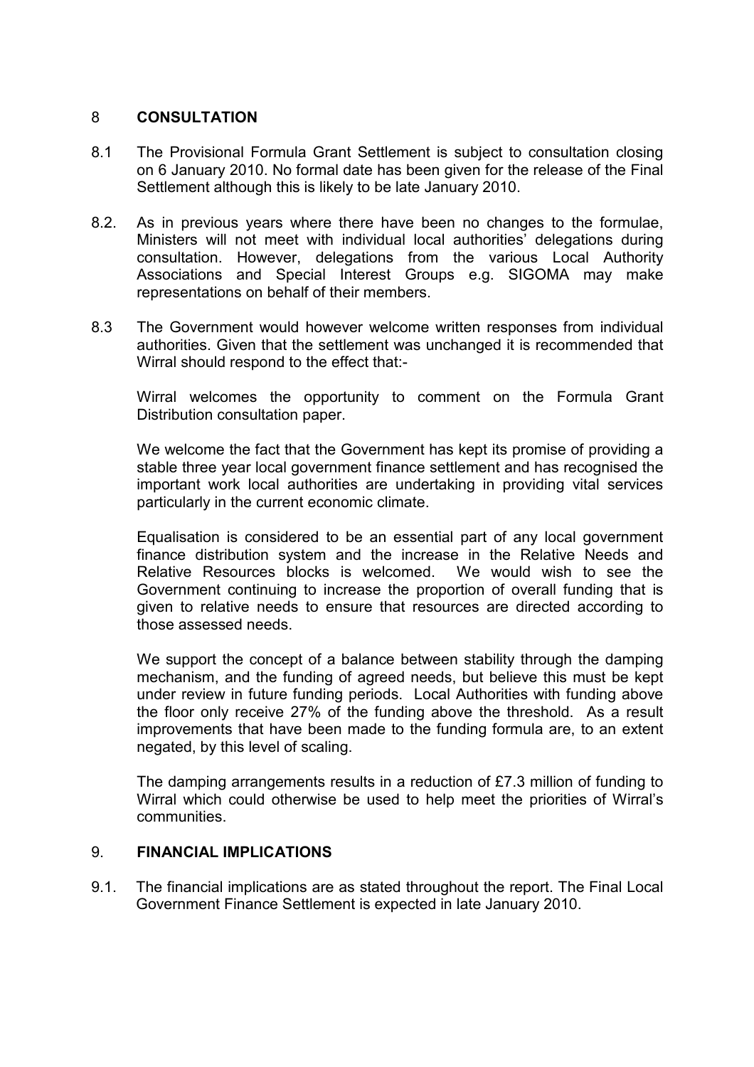## 8 CONSULTATION

8.1 The Provisional Formula Grant Settlement is subject to consultation closing on 6 January 2010. No formal date has been given for the release of the Final Settlement although this is likely to be late January 2010.

8.2. As in previous years where there have been no changes to the formulae, Ministers will not meet with individual local authorities' delegations during consultation. However, delegations from the various Local Authority Associations and Special Interest Groups e.g. SIGOMA may make representations on behalf of their members.

8.3 The Government would however welcome written responses from individual authorities. Given that the settlement was unchanged it is recommended that Wirral should respond to the effect that:-

Wirral welcomes the opportunity to comment on the Formula Grant Distribution consultation paper.

We welcome the fact that the Government has kept its promise of providing a stable three year local government finance settlement and has recognised the important work local authorities are undertaking in providing vital services particularly in the current economic climate.

Equalisation is considered to be an essential part of any local government finance distribution system and the increase in the Relative Needs and Relative Resources blocks is welcomed. We would wish to see the Government continuing to increase the proportion of overall funding that is given to relative needs to ensure that resources are directed according to those assessed needs.

We support the concept of a balance between stability through the damping mechanism, and the funding of agreed needs, but believe this must be kept under review in future funding periods. Local Authorities with funding above the floor only receive 27% of the funding above the threshold. As a result improvements that have been made to the funding formula are, to an extent negated, by this level of scaling.

The damping arrangements results in a reduction of £7.3 million of funding to Wirral which could otherwise be used to help meet the priorities of Wirral's communities.

## 9. FINANCIAL IMPLICATIONS

9.1. The financial implications are as stated throughout the report. The Final Local Government Finance Settlement is expected in late January 2010.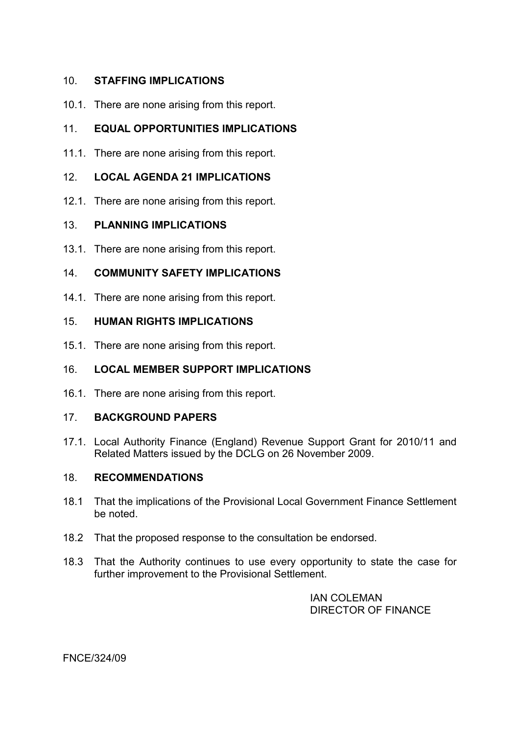## 10. STAFFING IMPLICATIONS

10.1. There are none arising from this report.

## 11. EQUAL OPPORTUNITIES IMPLICATIONS

11.1. There are none arising from this report.

## 12. LOCAL AGENDA 21 IMPLICATIONS

12.1. There are none arising from this report.

## 13. PLANNING IMPLICATIONS

13.1. There are none arising from this report.

## 14. COMMUNITY SAFETY IMPLICATIONS

14.1. There are none arising from this report.

## 15. HUMAN RIGHTS IMPLICATIONS

15.1. There are none arising from this report.

## 16. LOCAL MEMBER SUPPORT IMPLICATIONS

16.1. There are none arising from this report.

## 17. BACKGROUND PAPERS

17.1. Local Authority Finance (England) Revenue Support Grant for 2010/11 and Related Matters issued by the DCLG on 26 November 2009.

## 18. RECOMMENDATIONS

18.1 That the implications of the Provisional Local Government Finance Settlement be noted.

18.2 That the proposed response to the consultation be endorsed.

18.3 That the Authority continues to use every opportunity to state the case for further improvement to the Provisional Settlement.

IAN COLEMAN
DIRECTOR OF FINANCE

FNCE/324/09